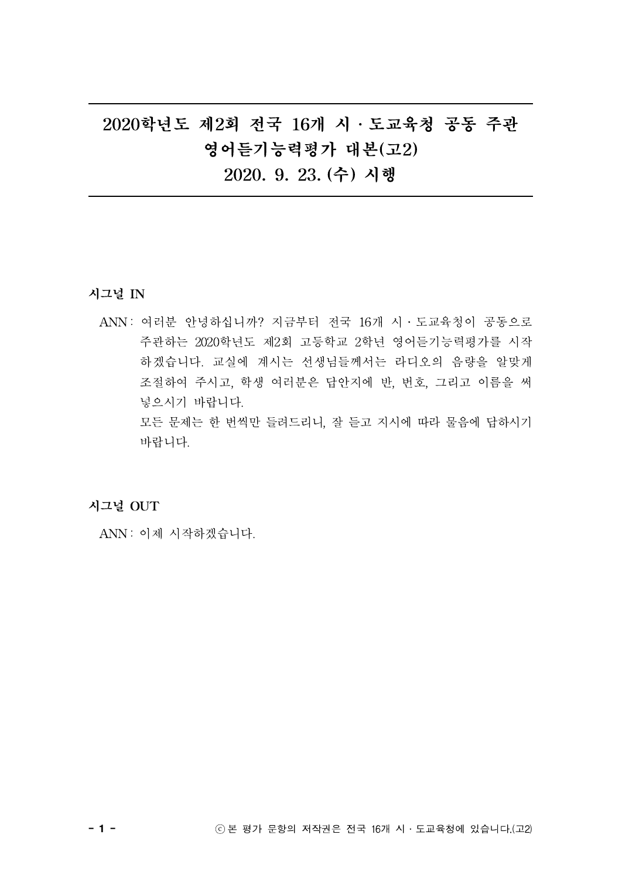# 2020학년도 제2회 전국 16개 시 · 도교육청 공동 주관 영어듣기능력평가 대본(고2) 2020. 9. 23. (수) 시행

**시그널 IN**

ANN : 여러분 안녕하십니까? 지금부터 전국 16개 시 · 도교육청이 공동으로 주관하는 2020학년도 제2회 고등학교 2학년 영어듣기능력평가를 시작하겠습니다. 교실에 계시는 선생님들께서는 라디오의 음량을 알맞게 조절하여 주시고, 학생 여러분은 답안지에 반, 번호, 그리고 이름을 써 넣으시기 바랍니다.

모든 문제는 한 번씩만 들려드리니, 잘 듣고 지시에 따라 물음에 답하시기 바랍니다.

**시그널 OUT**

ANN : 이제 시작하겠습니다.

ⓒ 본 평가 문항의 저작권은 전국 16개 시 · 도교육청에 있습니다.(고2)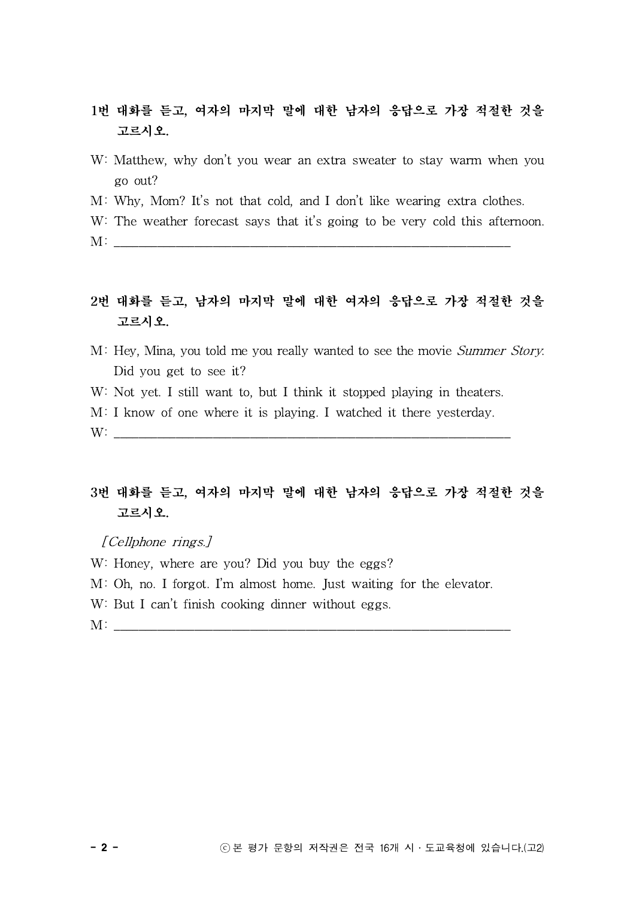**1번 대화를 듣고, 여자의 마지막 말에 대한 남자의 응답으로 가장 적절한 것을 고르시오.**

W: Matthew, why don't you wear an extra sweater to stay warm when you go out?

M: Why, Mom? It's not that cold, and I don't like wearing extra clothes.

W: The weather forecast says that it's going to be very cold this afternoon.

M: ______________________________________________

**2번 대화를 듣고, 남자의 마지막 말에 대한 여자의 응답으로 가장 적절한 것을 고르시오.**

M: Hey, Mina, you told me you really wanted to see the movie *Summer Story*. Did you get to see it?

W: Not yet. I still want to, but I think it stopped playing in theaters.

M: I know of one where it is playing. I watched it there yesterday.

W: ______________________________________________

**3번 대화를 듣고, 여자의 마지막 말에 대한 남자의 응답으로 가장 적절한 것을 고르시오.**

*[Cellphone rings.]*

W: Honey, where are you? Did you buy the eggs?

M: Oh, no. I forgot. I'm almost home. Just waiting for the elevator.

W: But I can't finish cooking dinner without eggs.

M: ______________________________________________

ⓒ 본 평가 문항의 저작권은 전국 16개 시 · 도교육청에 있습니다.(고2)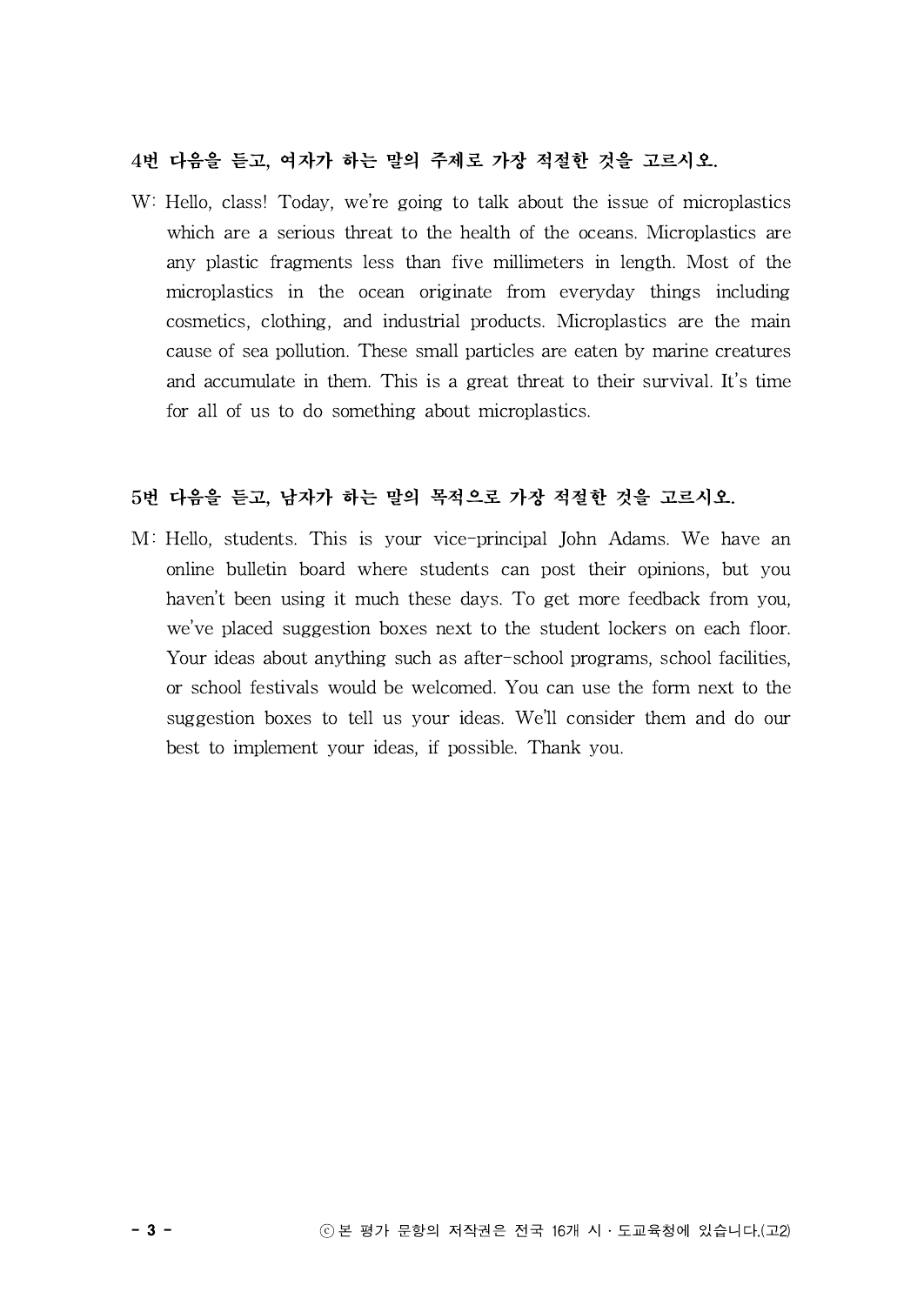**4번 다음을 듣고, 여자가 하는 말의 주제로 가장 적절한 것을 고르시오.**

W: Hello, class! Today, we're going to talk about the issue of microplastics which are a serious threat to the health of the oceans. Microplastics are any plastic fragments less than five millimeters in length. Most of the microplastics in the ocean originate from everyday things including cosmetics, clothing, and industrial products. Microplastics are the main cause of sea pollution. These small particles are eaten by marine creatures and accumulate in them. This is a great threat to their survival. It's time for all of us to do something about microplastics.

**5번 다음을 듣고, 남자가 하는 말의 목적으로 가장 적절한 것을 고르시오.**

M: Hello, students. This is your vice-principal John Adams. We have an online bulletin board where students can post their opinions, but you haven't been using it much these days. To get more feedback from you, we've placed suggestion boxes next to the student lockers on each floor. Your ideas about anything such as after-school programs, school facilities, or school festivals would be welcomed. You can use the form next to the suggestion boxes to tell us your ideas. We'll consider them and do our best to implement your ideas, if possible. Thank you.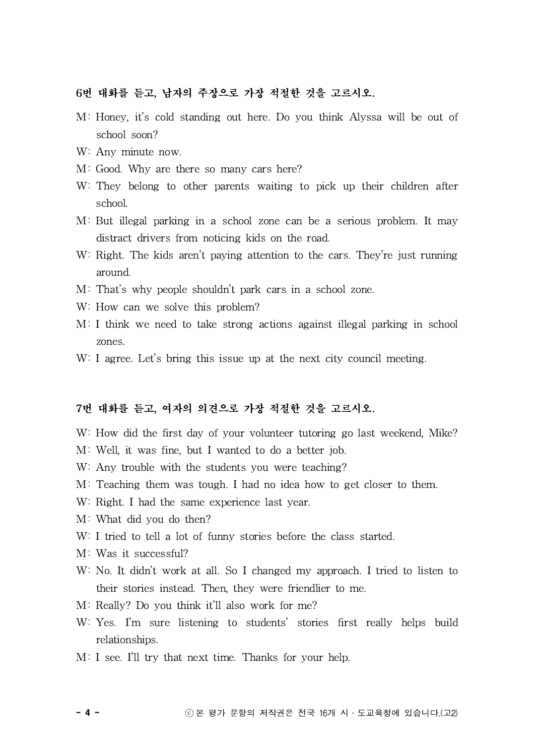**6번 대화를 듣고, 남자의 주장으로 가장 적절한 것을 고르시오.**

M: Honey, it's cold standing out here. Do you think Alyssa will be out of school soon?

W: Any minute now.

M: Good. Why are there so many cars here?

W: They belong to other parents waiting to pick up their children after school.

M: But illegal parking in a school zone can be a serious problem. It may distract drivers from noticing kids on the road.

W: Right. The kids aren't paying attention to the cars. They're just running around.

M: That's why people shouldn't park cars in a school zone.

W: How can we solve this problem?

M: I think we need to take strong actions against illegal parking in school zones.

W: I agree. Let's bring this issue up at the next city council meeting.

**7번 대화를 듣고, 여자의 의견으로 가장 적절한 것을 고르시오.**

W: How did the first day of your volunteer tutoring go last weekend, Mike?

M: Well, it was fine, but I wanted to do a better job.

W: Any trouble with the students you were teaching?

M: Teaching them was tough. I had no idea how to get closer to them.

W: Right. I had the same experience last year.

M: What did you do then?

W: I tried to tell a lot of funny stories before the class started.

M: Was it successful?

W: No. It didn't work at all. So I changed my approach. I tried to listen to their stories instead. Then, they were friendlier to me.

M: Really? Do you think it'll also work for me?

W: Yes. I'm sure listening to students' stories first really helps build relationships.

M: I see. I'll try that next time. Thanks for your help.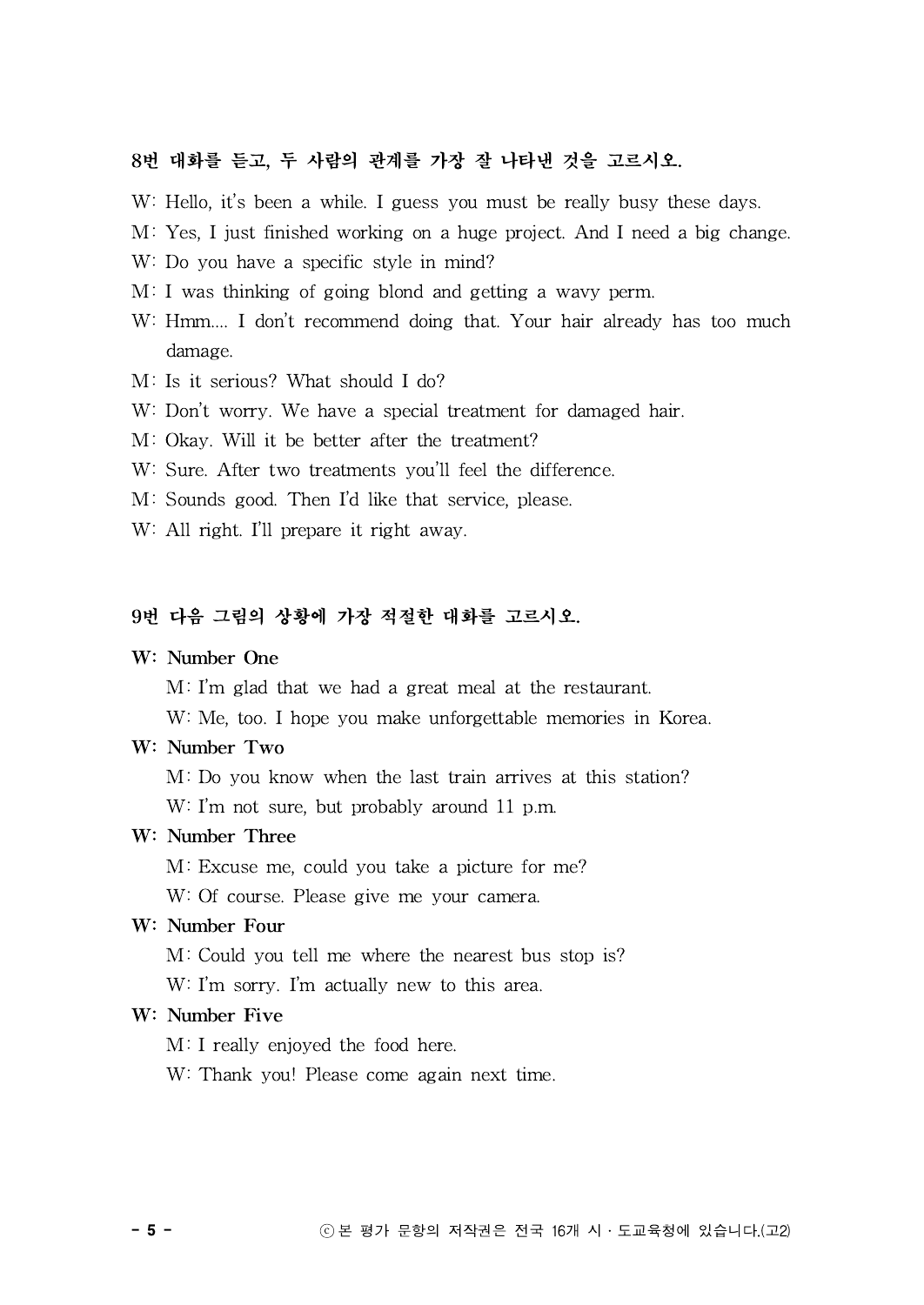**8번 대화를 듣고, 두 사람의 관계를 가장 잘 나타낸 것을 고르시오.**

W: Hello, it's been a while. I guess you must be really busy these days.

M: Yes, I just finished working on a huge project. And I need a big change.

W: Do you have a specific style in mind?

M: I was thinking of going blond and getting a wavy perm.

W: Hmm.... I don't recommend doing that. Your hair already has too much damage.

M: Is it serious? What should I do?

W: Don't worry. We have a special treatment for damaged hair.

M: Okay. Will it be better after the treatment?

W: Sure. After two treatments you'll feel the difference.

M: Sounds good. Then I'd like that service, please.

W: All right. I'll prepare it right away.

**9번 다음 그림의 상황에 가장 적절한 대화를 고르시오.**

**W: Number One**

M: I'm glad that we had a great meal at the restaurant.

W: Me, too. I hope you make unforgettable memories in Korea.

**W: Number Two**

M: Do you know when the last train arrives at this station?

W: I'm not sure, but probably around 11 p.m.

**W: Number Three**

M: Excuse me, could you take a picture for me?

W: Of course. Please give me your camera.

**W: Number Four**

M: Could you tell me where the nearest bus stop is?

W: I'm sorry. I'm actually new to this area.

**W: Number Five**

M: I really enjoyed the food here.

W: Thank you! Please come again next time.

ⓒ 본 평가 문항의 저작권은 전국 16개 시·도교육청에 있습니다.(고2)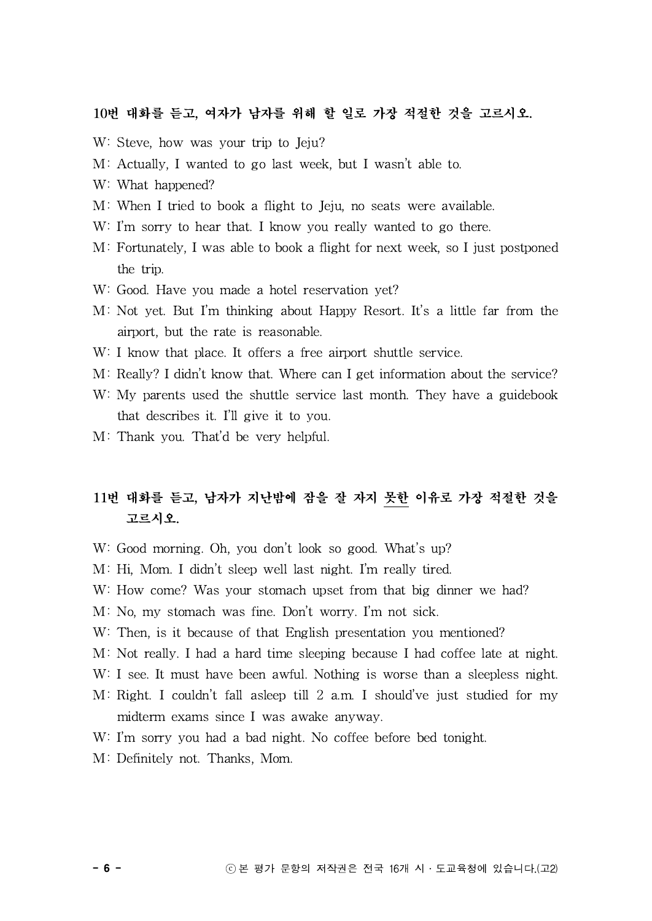**10번 대화를 듣고, 여자가 남자를 위해 할 일로 가장 적절한 것을 고르시오.**

W: Steve, how was your trip to Jeju?

M: Actually, I wanted to go last week, but I wasn't able to.

W: What happened?

M: When I tried to book a flight to Jeju, no seats were available.

W: I'm sorry to hear that. I know you really wanted to go there.

M: Fortunately, I was able to book a flight for next week, so I just postponed the trip.

W: Good. Have you made a hotel reservation yet?

M: Not yet. But I'm thinking about Happy Resort. It's a little far from the airport, but the rate is reasonable.

W: I know that place. It offers a free airport shuttle service.

M: Really? I didn't know that. Where can I get information about the service?

W: My parents used the shuttle service last month. They have a guidebook that describes it. I'll give it to you.

M: Thank you. That'd be very helpful.

**11번 대화를 듣고, 남자가 지난밤에 잠을 잘 자지 <u>못한</u> 이유로 가장 적절한 것을 고르시오.**

W: Good morning. Oh, you don't look so good. What's up?

M: Hi, Mom. I didn't sleep well last night. I'm really tired.

W: How come? Was your stomach upset from that big dinner we had?

M: No, my stomach was fine. Don't worry. I'm not sick.

W: Then, is it because of that English presentation you mentioned?

M: Not really. I had a hard time sleeping because I had coffee late at night.

W: I see. It must have been awful. Nothing is worse than a sleepless night.

M: Right. I couldn't fall asleep till 2 a.m. I should've just studied for my midterm exams since I was awake anyway.

W: I'm sorry you had a bad night. No coffee before bed tonight.

M: Definitely not. Thanks, Mom.

ⓒ 본 평가 문항의 저작권은 전국 16개 시 · 도교육청에 있습니다.(고2)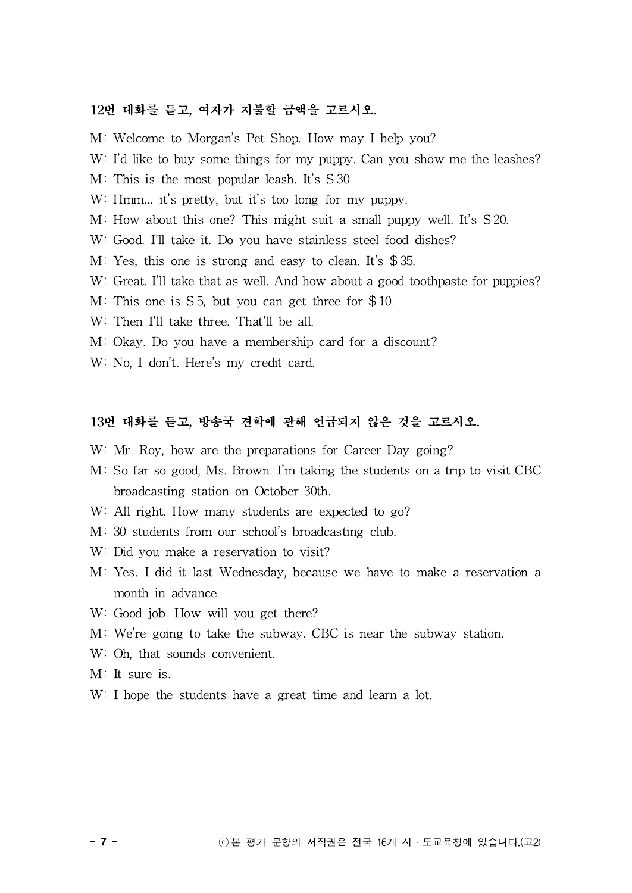**12번 대화를 듣고, 여자가 지불할 금액을 고르시오.**

M: Welcome to Morgan's Pet Shop. How may I help you?

W: I'd like to buy some things for my puppy. Can you show me the leashes?

M: This is the most popular leash. It's $30.

W: Hmm... it's pretty, but it's too long for my puppy.

M: How about this one? This might suit a small puppy well. It's $20.

W: Good. I'll take it. Do you have stainless steel food dishes?

M: Yes, this one is strong and easy to clean. It's $35.

W: Great. I'll take that as well. And how about a good toothpaste for puppies?

M: This one is $5, but you can get three for $10.

W: Then I'll take three. That'll be all.

M: Okay. Do you have a membership card for a discount?

W: No, I don't. Here's my credit card.

**13번 대화를 듣고, 방송국 견학에 관해 언급되지 <u>않은</u> 것을 고르시오.**

W: Mr. Roy, how are the preparations for Career Day going?

M: So far so good, Ms. Brown. I'm taking the students on a trip to visit CBC broadcasting station on October 30th.

W: All right. How many students are expected to go?

M: 30 students from our school's broadcasting club.

W: Did you make a reservation to visit?

M: Yes. I did it last Wednesday, because we have to make a reservation a month in advance.

W: Good job. How will you get there?

M: We're going to take the subway. CBC is near the subway station.

W: Oh, that sounds convenient.

M: It sure is.

W: I hope the students have a great time and learn a lot.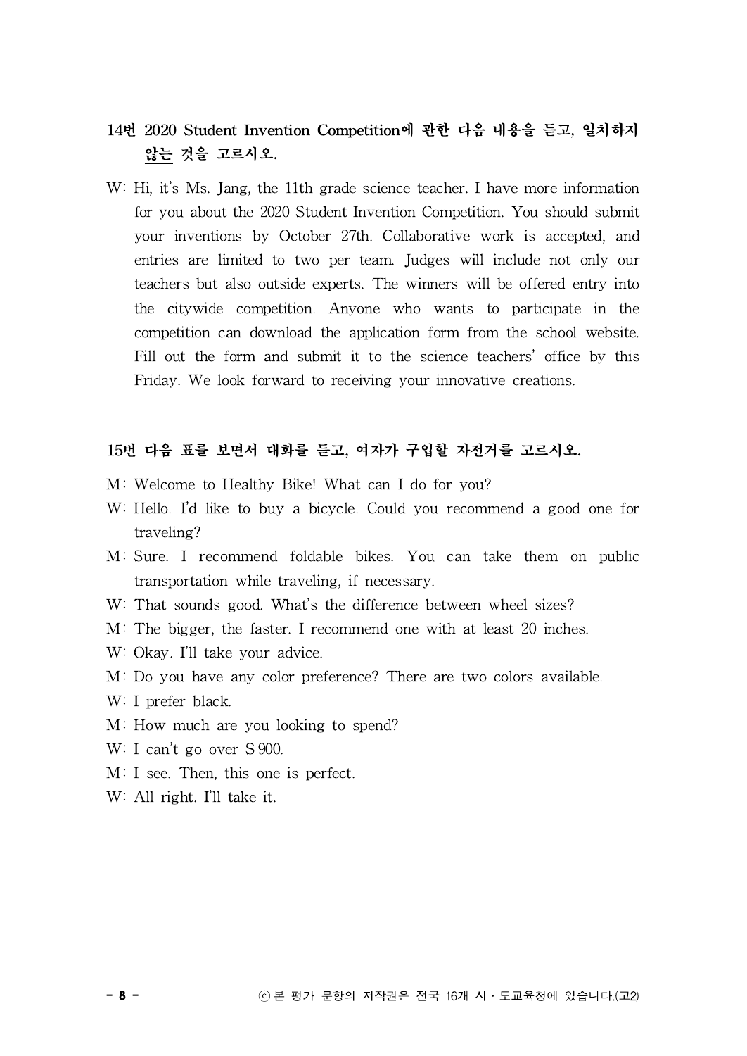**14번 2020 Student Invention Competition에 관한 다음 내용을 듣고, 일치하지 <u>않는</u> 것을 고르시오.**

W: Hi, it's Ms. Jang, the 11th grade science teacher. I have more information for you about the 2020 Student Invention Competition. You should submit your inventions by October 27th. Collaborative work is accepted, and entries are limited to two per team. Judges will include not only our teachers but also outside experts. The winners will be offered entry into the citywide competition. Anyone who wants to participate in the competition can download the application form from the school website. Fill out the form and submit it to the science teachers' office by this Friday. We look forward to receiving your innovative creations.

**15번 다음 표를 보면서 대화를 듣고, 여자가 구입할 자전거를 고르시오.**

M: Welcome to Healthy Bike! What can I do for you?

W: Hello. I'd like to buy a bicycle. Could you recommend a good one for traveling?

M: Sure. I recommend foldable bikes. You can take them on public transportation while traveling, if necessary.

W: That sounds good. What's the difference between wheel sizes?

M: The bigger, the faster. I recommend one with at least 20 inches.

W: Okay. I'll take your advice.

M: Do you have any color preference? There are two colors available.

W: I prefer black.

M: How much are you looking to spend?

W: I can't go over $900.

M: I see. Then, this one is perfect.

W: All right. I'll take it.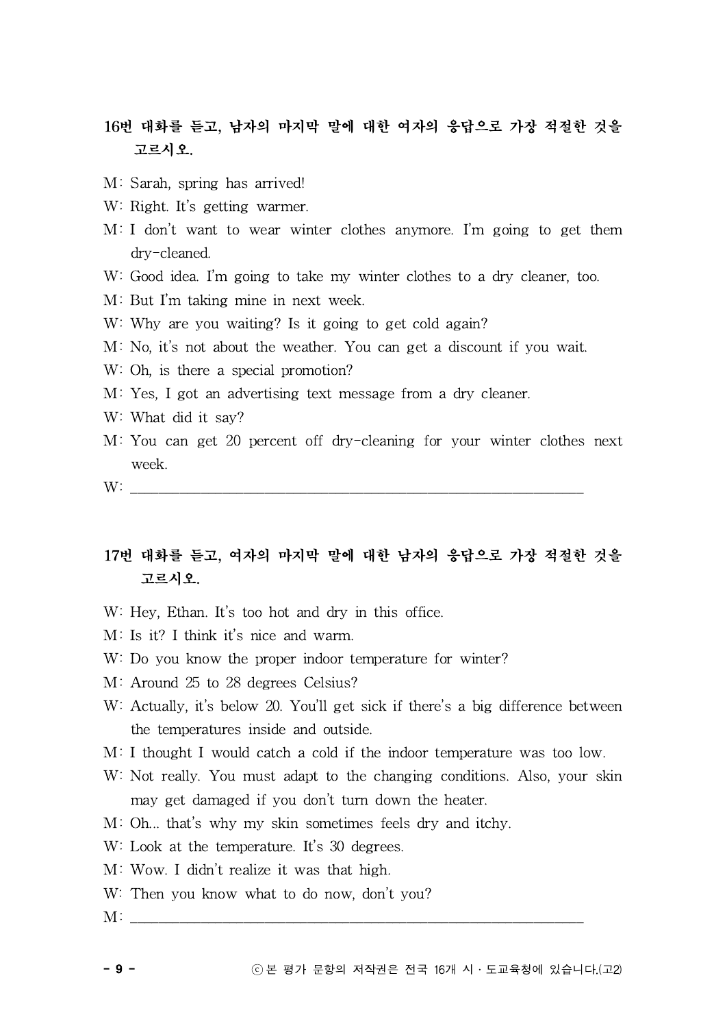**16번 대화를 듣고, 남자의 마지막 말에 대한 여자의 응답으로 가장 적절한 것을 고르시오.**

M: Sarah, spring has arrived!

W: Right. It's getting warmer.

M: I don't want to wear winter clothes anymore. I'm going to get them dry-cleaned.

W: Good idea. I'm going to take my winter clothes to a dry cleaner, too.

M: But I'm taking mine in next week.

W: Why are you waiting? Is it going to get cold again?

M: No, it's not about the weather. You can get a discount if you wait.

W: Oh, is there a special promotion?

M: Yes, I got an advertising text message from a dry cleaner.

W: What did it say?

M: You can get 20 percent off dry-cleaning for your winter clothes next week.

W: ______________________________________________

**17번 대화를 듣고, 여자의 마지막 말에 대한 남자의 응답으로 가장 적절한 것을 고르시오.**

W: Hey, Ethan. It's too hot and dry in this office.

M: Is it? I think it's nice and warm.

W: Do you know the proper indoor temperature for winter?

M: Around 25 to 28 degrees Celsius?

W: Actually, it's below 20. You'll get sick if there's a big difference between the temperatures inside and outside.

M: I thought I would catch a cold if the indoor temperature was too low.

W: Not really. You must adapt to the changing conditions. Also, your skin may get damaged if you don't turn down the heater.

M: Oh... that's why my skin sometimes feels dry and itchy.

W: Look at the temperature. It's 30 degrees.

M: Wow. I didn't realize it was that high.

W: Then you know what to do now, don't you?

M: ______________________________________________

ⓒ 본 평가 문항의 저작권은 전국 16개 시 · 도교육청에 있습니다.(고2)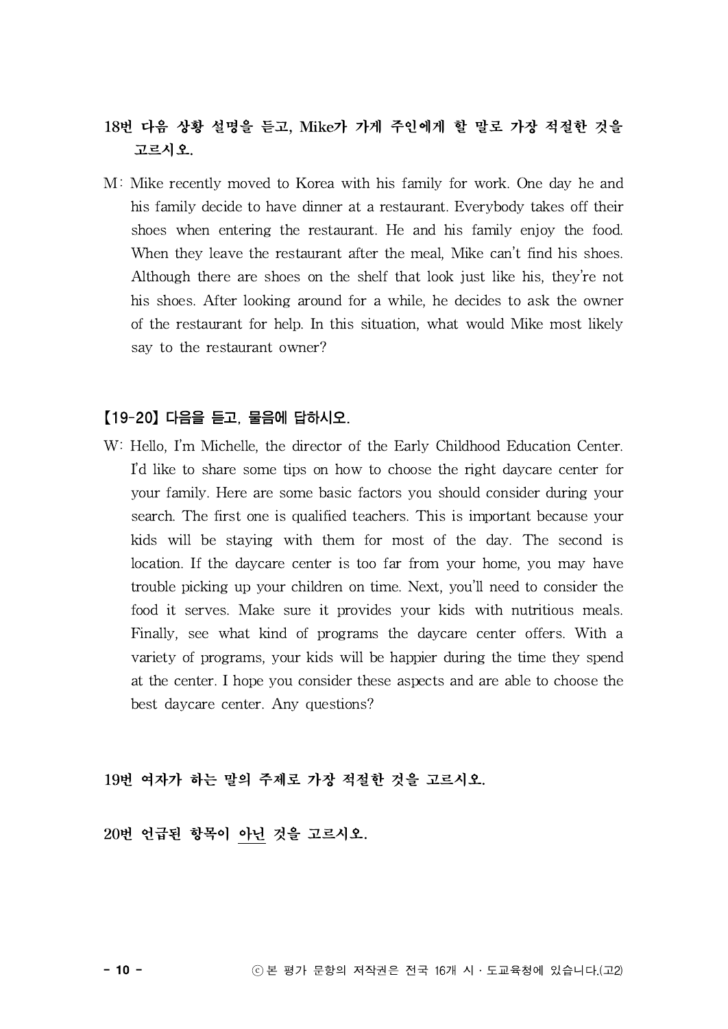**18번 다음 상황 설명을 듣고, Mike가 가게 주인에게 할 말로 가장 적절한 것을 고르시오.**

M: Mike recently moved to Korea with his family for work. One day he and his family decide to have dinner at a restaurant. Everybody takes off their shoes when entering the restaurant. He and his family enjoy the food. When they leave the restaurant after the meal, Mike can't find his shoes. Although there are shoes on the shelf that look just like his, they're not his shoes. After looking around for a while, he decides to ask the owner of the restaurant for help. In this situation, what would Mike most likely say to the restaurant owner?

**【19-20】 다음을 듣고, 물음에 답하시오.**

W: Hello, I'm Michelle, the director of the Early Childhood Education Center. I'd like to share some tips on how to choose the right daycare center for your family. Here are some basic factors you should consider during your search. The first one is qualified teachers. This is important because your kids will be staying with them for most of the day. The second is location. If the daycare center is too far from your home, you may have trouble picking up your children on time. Next, you'll need to consider the food it serves. Make sure it provides your kids with nutritious meals. Finally, see what kind of programs the daycare center offers. With a variety of programs, your kids will be happier during the time they spend at the center. I hope you consider these aspects and are able to choose the best daycare center. Any questions?

**19번 여자가 하는 말의 주제로 가장 적절한 것을 고르시오.**

**20번 언급된 항목이 아닌 것을 고르시오.**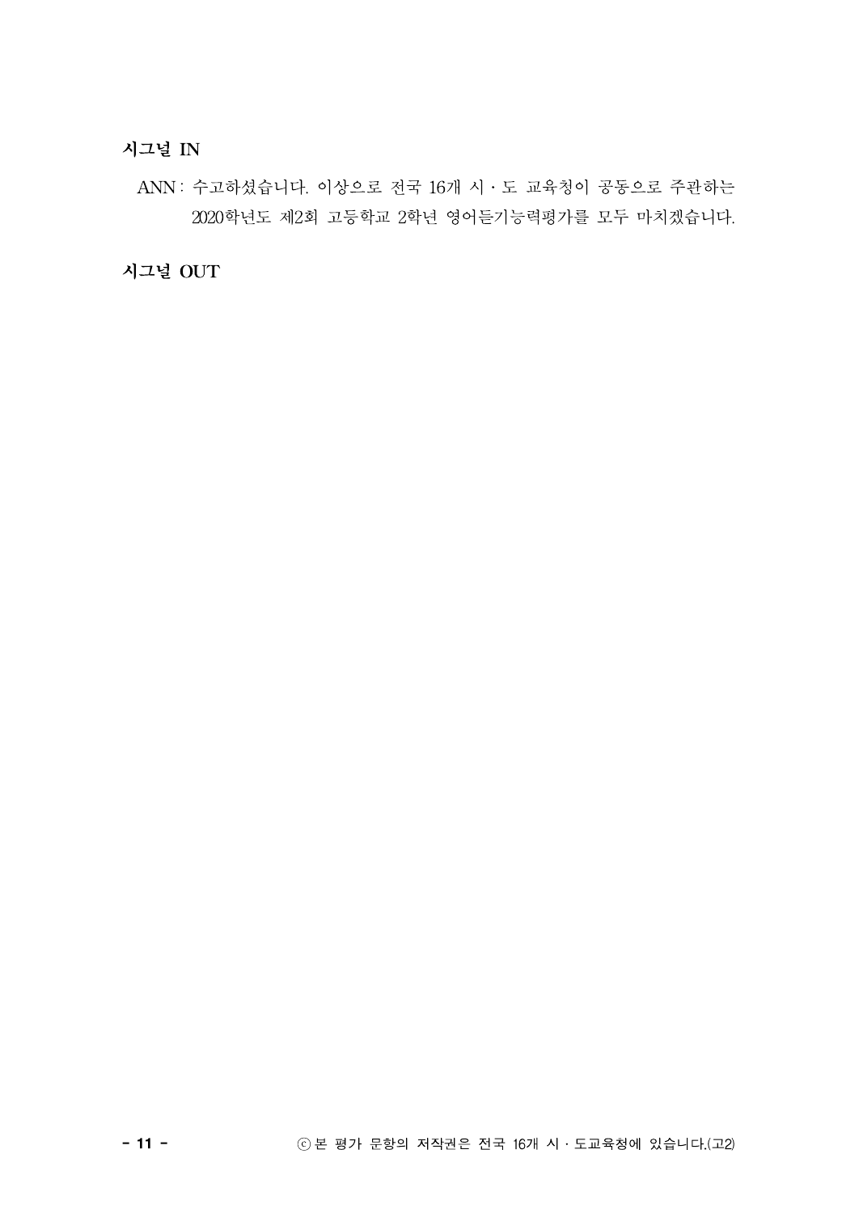**시그널 IN**

ANN : 수고하셨습니다. 이상으로 전국 16개 시 · 도 교육청이 공동으로 주관하는 2020학년도 제2회 고등학교 2학년 영어듣기능력평가를 모두 마치겠습니다.

**시그널 OUT**